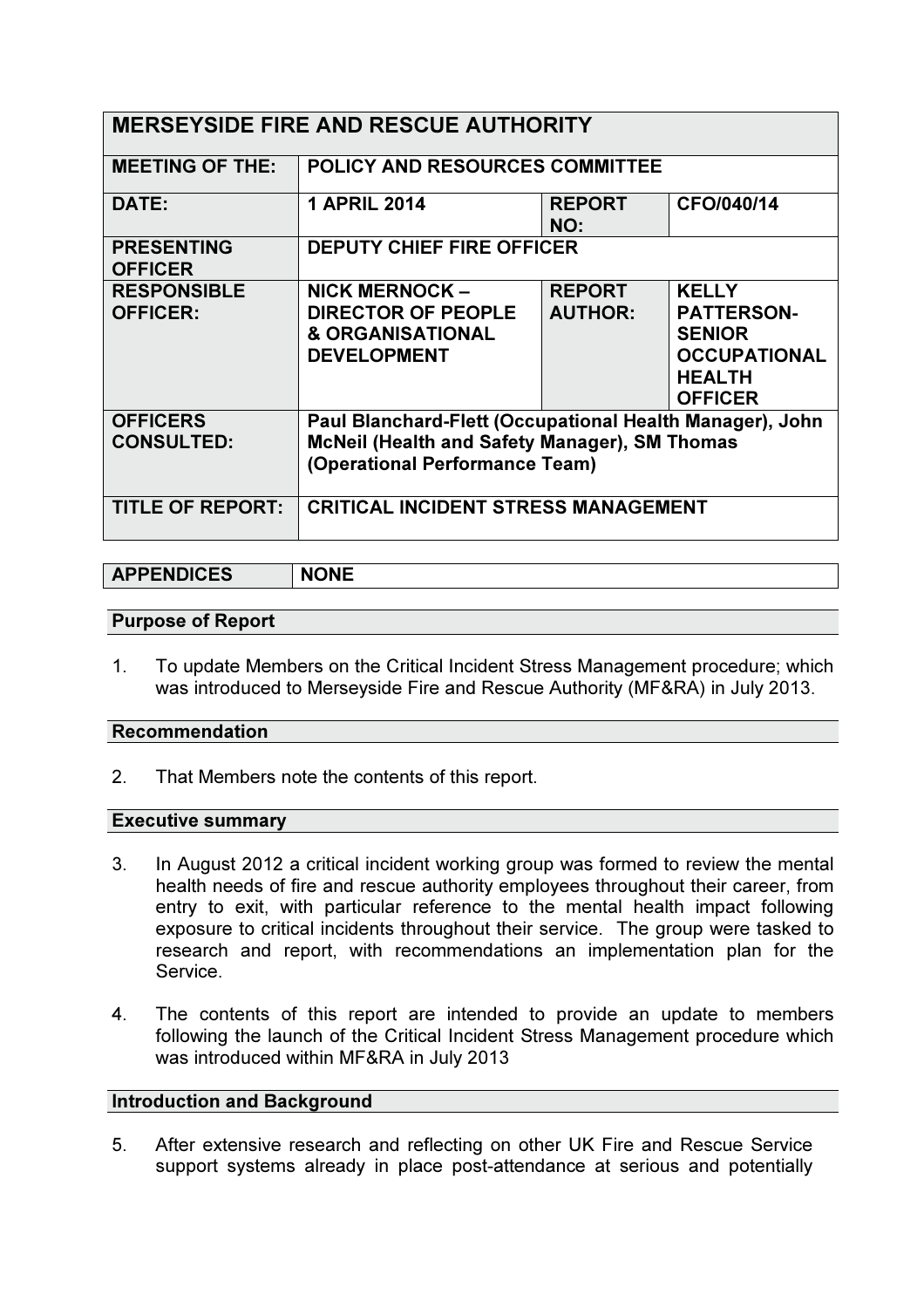| MERSEYSIDE FIRE AND RESCUE AUTHORITY | | | |
|---|---|---|---|
| **MEETING OF THE:** | **POLICY AND RESOURCES COMMITTEE** | | |
| **DATE:** | **1 APRIL 2014** | **REPORT NO:** | **CFO/040/14** |
| **PRESENTING OFFICER** | **DEPUTY CHIEF FIRE OFFICER** | | |
| **RESPONSIBLE OFFICER:** | **NICK MERNOCK – DIRECTOR OF PEOPLE & ORGANISATIONAL DEVELOPMENT** | **REPORT AUTHOR:** | **KELLY PATTERSON- SENIOR OCCUPATIONAL HEALTH OFFICER** |
| **OFFICERS CONSULTED:** | **Paul Blanchard-Flett (Occupational Health Manager), John McNeil (Health and Safety Manager), SM Thomas (Operational Performance Team)** | | |
| **TITLE OF REPORT:** | **CRITICAL INCIDENT STRESS MANAGEMENT** | | |

| APPENDICES | NONE |
|---|---|

**Purpose of Report**

1. To update Members on the Critical Incident Stress Management procedure; which was introduced to Merseyside Fire and Rescue Authority (MF&RA) in July 2013.

**Recommendation**

2. That Members note the contents of this report.

**Executive summary**

3. In August 2012 a critical incident working group was formed to review the mental health needs of fire and rescue authority employees throughout their career, from entry to exit, with particular reference to the mental health impact following exposure to critical incidents throughout their service. The group were tasked to research and report, with recommendations an implementation plan for the Service.

4. The contents of this report are intended to provide an update to members following the launch of the Critical Incident Stress Management procedure which was introduced within MF&RA in July 2013

**Introduction and Background**

5. After extensive research and reflecting on other UK Fire and Rescue Service support systems already in place post-attendance at serious and potentially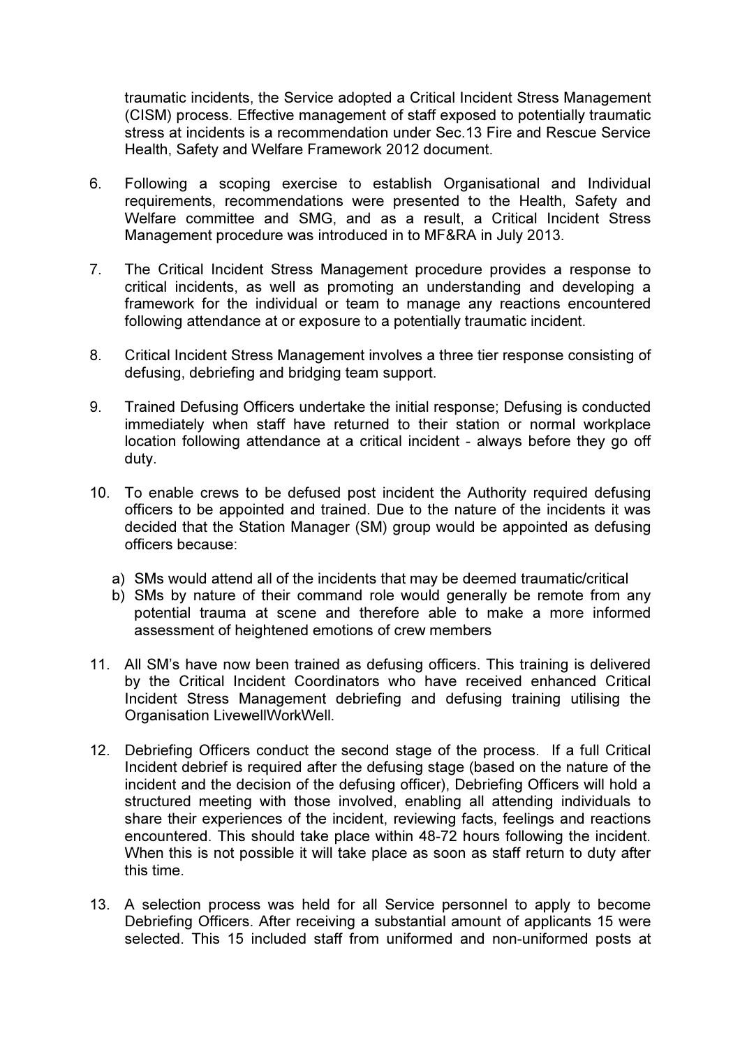traumatic incidents, the Service adopted a Critical Incident Stress Management (CISM) process. Effective management of staff exposed to potentially traumatic stress at incidents is a recommendation under Sec.13 Fire and Rescue Service Health, Safety and Welfare Framework 2012 document.

6. Following a scoping exercise to establish Organisational and Individual requirements, recommendations were presented to the Health, Safety and Welfare committee and SMG, and as a result, a Critical Incident Stress Management procedure was introduced in to MF&RA in July 2013.

7. The Critical Incident Stress Management procedure provides a response to critical incidents, as well as promoting an understanding and developing a framework for the individual or team to manage any reactions encountered following attendance at or exposure to a potentially traumatic incident.

8. Critical Incident Stress Management involves a three tier response consisting of defusing, debriefing and bridging team support.

9. Trained Defusing Officers undertake the initial response; Defusing is conducted immediately when staff have returned to their station or normal workplace location following attendance at a critical incident - always before they go off duty.

10. To enable crews to be defused post incident the Authority required defusing officers to be appointed and trained. Due to the nature of the incidents it was decided that the Station Manager (SM) group would be appointed as defusing officers because:

    a) SMs would attend all of the incidents that may be deemed traumatic/critical
    b) SMs by nature of their command role would generally be remote from any potential trauma at scene and therefore able to make a more informed assessment of heightened emotions of crew members

11. All SM's have now been trained as defusing officers. This training is delivered by the Critical Incident Coordinators who have received enhanced Critical Incident Stress Management debriefing and defusing training utilising the Organisation LivewellWorkWell.

12. Debriefing Officers conduct the second stage of the process. If a full Critical Incident debrief is required after the defusing stage (based on the nature of the incident and the decision of the defusing officer), Debriefing Officers will hold a structured meeting with those involved, enabling all attending individuals to share their experiences of the incident, reviewing facts, feelings and reactions encountered. This should take place within 48-72 hours following the incident. When this is not possible it will take place as soon as staff return to duty after this time.

13. A selection process was held for all Service personnel to apply to become Debriefing Officers. After receiving a substantial amount of applicants 15 were selected. This 15 included staff from uniformed and non-uniformed posts at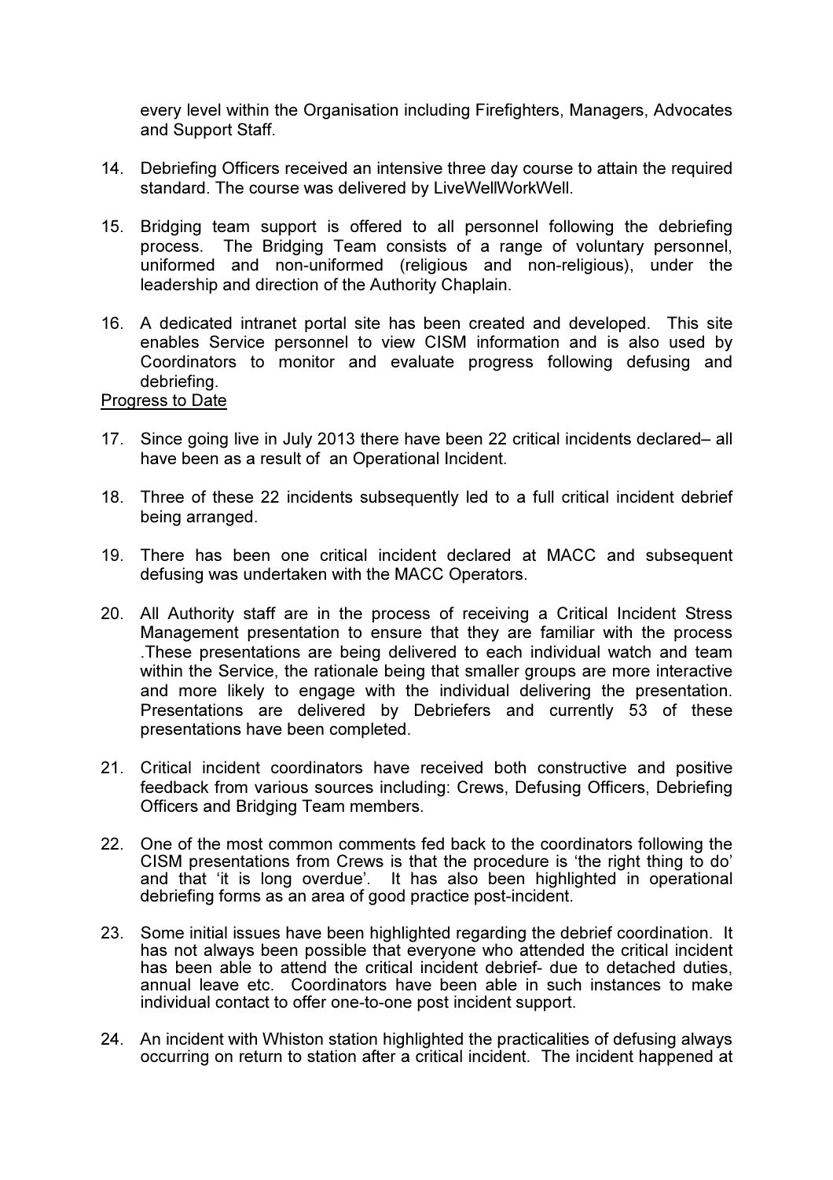every level within the Organisation including Firefighters, Managers, Advocates and Support Staff.

14. Debriefing Officers received an intensive three day course to attain the required standard. The course was delivered by LiveWellWorkWell.

15. Bridging team support is offered to all personnel following the debriefing process. The Bridging Team consists of a range of voluntary personnel, uniformed and non-uniformed (religious and non-religious), under the leadership and direction of the Authority Chaplain.

16. A dedicated intranet portal site has been created and developed. This site enables Service personnel to view CISM information and is also used by Coordinators to monitor and evaluate progress following defusing and debriefing.

<u>Progress to Date</u>

17. Since going live in July 2013 there have been 22 critical incidents declared– all have been as a result of an Operational Incident.

18. Three of these 22 incidents subsequently led to a full critical incident debrief being arranged.

19. There has been one critical incident declared at MACC and subsequent defusing was undertaken with the MACC Operators.

20. All Authority staff are in the process of receiving a Critical Incident Stress Management presentation to ensure that they are familiar with the process .These presentations are being delivered to each individual watch and team within the Service, the rationale being that smaller groups are more interactive and more likely to engage with the individual delivering the presentation. Presentations are delivered by Debriefers and currently 53 of these presentations have been completed.

21. Critical incident coordinators have received both constructive and positive feedback from various sources including: Crews, Defusing Officers, Debriefing Officers and Bridging Team members.

22. One of the most common comments fed back to the coordinators following the CISM presentations from Crews is that the procedure is 'the right thing to do' and that 'it is long overdue'. It has also been highlighted in operational debriefing forms as an area of good practice post-incident.

23. Some initial issues have been highlighted regarding the debrief coordination. It has not always been possible that everyone who attended the critical incident has been able to attend the critical incident debrief- due to detached duties, annual leave etc. Coordinators have been able in such instances to make individual contact to offer one-to-one post incident support.

24. An incident with Whiston station highlighted the practicalities of defusing always occurring on return to station after a critical incident. The incident happened at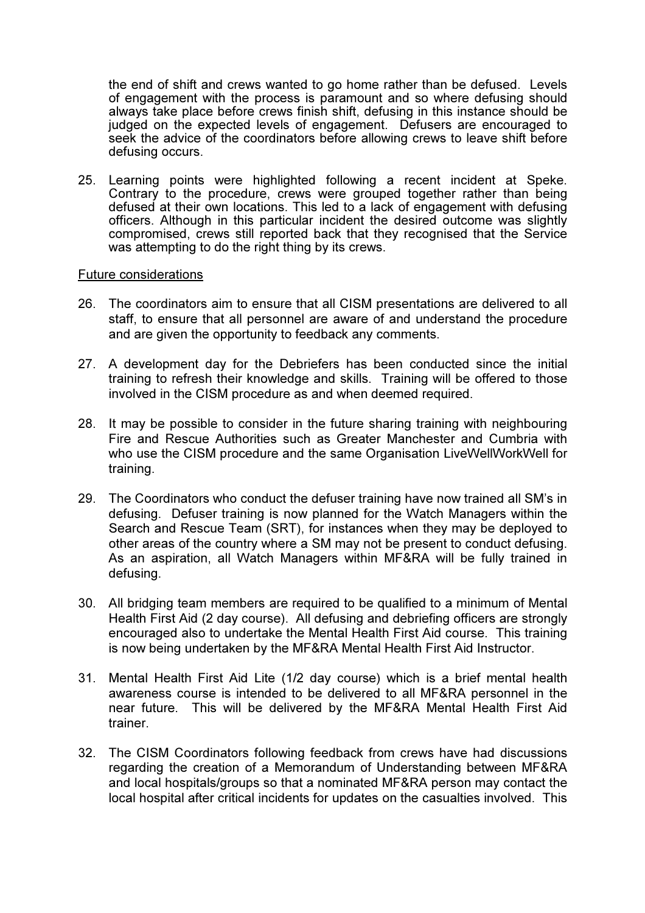the end of shift and crews wanted to go home rather than be defused. Levels of engagement with the process is paramount and so where defusing should always take place before crews finish shift, defusing in this instance should be judged on the expected levels of engagement. Defusers are encouraged to seek the advice of the coordinators before allowing crews to leave shift before defusing occurs.

25. Learning points were highlighted following a recent incident at Speke. Contrary to the procedure, crews were grouped together rather than being defused at their own locations. This led to a lack of engagement with defusing officers. Although in this particular incident the desired outcome was slightly compromised, crews still reported back that they recognised that the Service was attempting to do the right thing by its crews.

<u>Future considerations</u>

26. The coordinators aim to ensure that all CISM presentations are delivered to all staff, to ensure that all personnel are aware of and understand the procedure and are given the opportunity to feedback any comments.

27. A development day for the Debriefers has been conducted since the initial training to refresh their knowledge and skills. Training will be offered to those involved in the CISM procedure as and when deemed required.

28. It may be possible to consider in the future sharing training with neighbouring Fire and Rescue Authorities such as Greater Manchester and Cumbria with who use the CISM procedure and the same Organisation LiveWellWorkWell for training.

29. The Coordinators who conduct the defuser training have now trained all SM's in defusing. Defuser training is now planned for the Watch Managers within the Search and Rescue Team (SRT), for instances when they may be deployed to other areas of the country where a SM may not be present to conduct defusing. As an aspiration, all Watch Managers within MF&RA will be fully trained in defusing.

30. All bridging team members are required to be qualified to a minimum of Mental Health First Aid (2 day course). All defusing and debriefing officers are strongly encouraged also to undertake the Mental Health First Aid course. This training is now being undertaken by the MF&RA Mental Health First Aid Instructor.

31. Mental Health First Aid Lite (1/2 day course) which is a brief mental health awareness course is intended to be delivered to all MF&RA personnel in the near future. This will be delivered by the MF&RA Mental Health First Aid trainer.

32. The CISM Coordinators following feedback from crews have had discussions regarding the creation of a Memorandum of Understanding between MF&RA and local hospitals/groups so that a nominated MF&RA person may contact the local hospital after critical incidents for updates on the casualties involved. This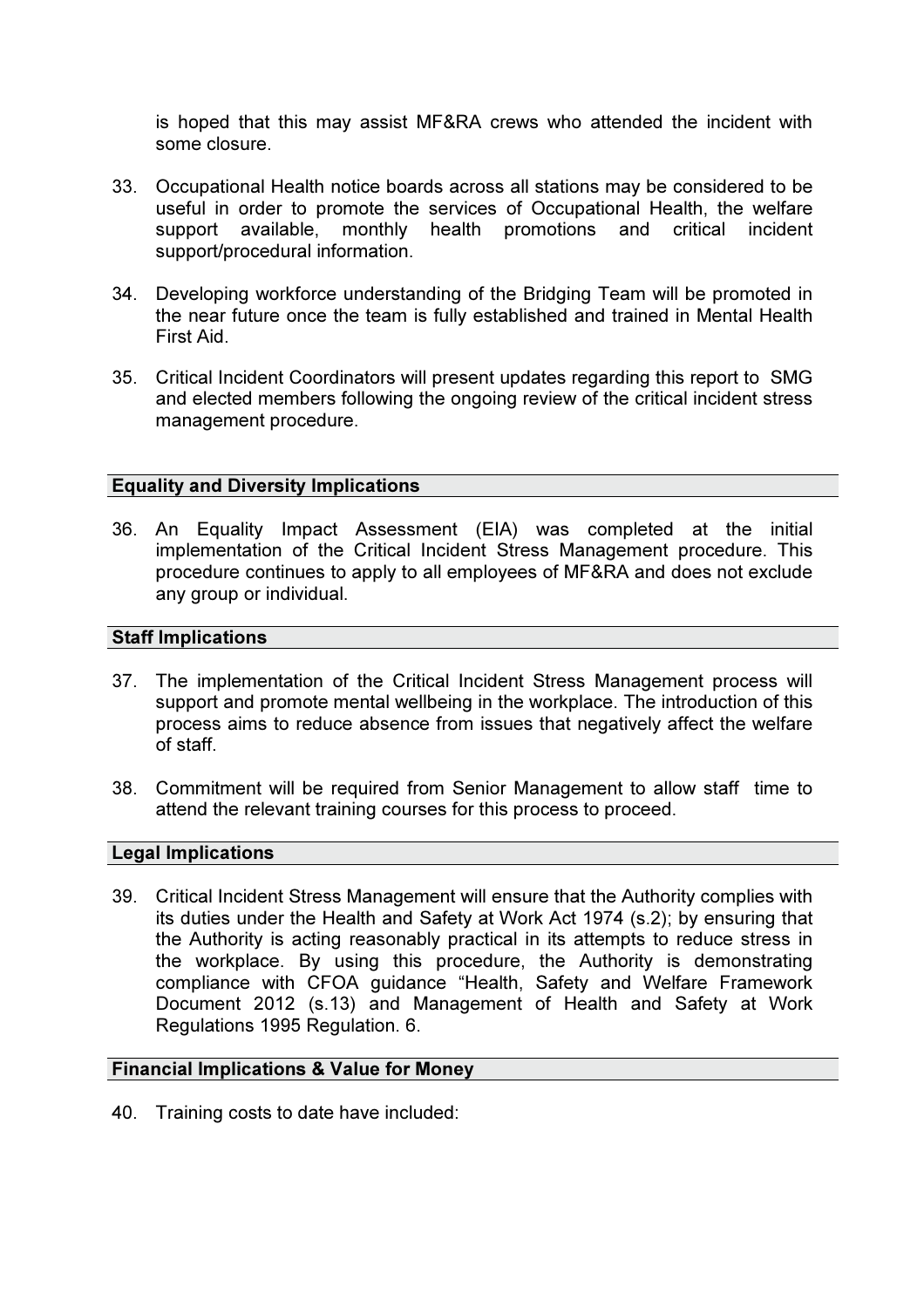is hoped that this may assist MF&RA crews who attended the incident with some closure.

33. Occupational Health notice boards across all stations may be considered to be useful in order to promote the services of Occupational Health, the welfare support available, monthly health promotions and critical incident support/procedural information.

34. Developing workforce understanding of the Bridging Team will be promoted in the near future once the team is fully established and trained in Mental Health First Aid.

35. Critical Incident Coordinators will present updates regarding this report to SMG and elected members following the ongoing review of the critical incident stress management procedure.

## Equality and Diversity Implications

36. An Equality Impact Assessment (EIA) was completed at the initial implementation of the Critical Incident Stress Management procedure. This procedure continues to apply to all employees of MF&RA and does not exclude any group or individual.

## Staff Implications

37. The implementation of the Critical Incident Stress Management process will support and promote mental wellbeing in the workplace. The introduction of this process aims to reduce absence from issues that negatively affect the welfare of staff.

38. Commitment will be required from Senior Management to allow staff time to attend the relevant training courses for this process to proceed.

## Legal Implications

39. Critical Incident Stress Management will ensure that the Authority complies with its duties under the Health and Safety at Work Act 1974 (s.2); by ensuring that the Authority is acting reasonably practical in its attempts to reduce stress in the workplace. By using this procedure, the Authority is demonstrating compliance with CFOA guidance "Health, Safety and Welfare Framework Document 2012 (s.13) and Management of Health and Safety at Work Regulations 1995 Regulation. 6.

## Financial Implications & Value for Money

40. Training costs to date have included: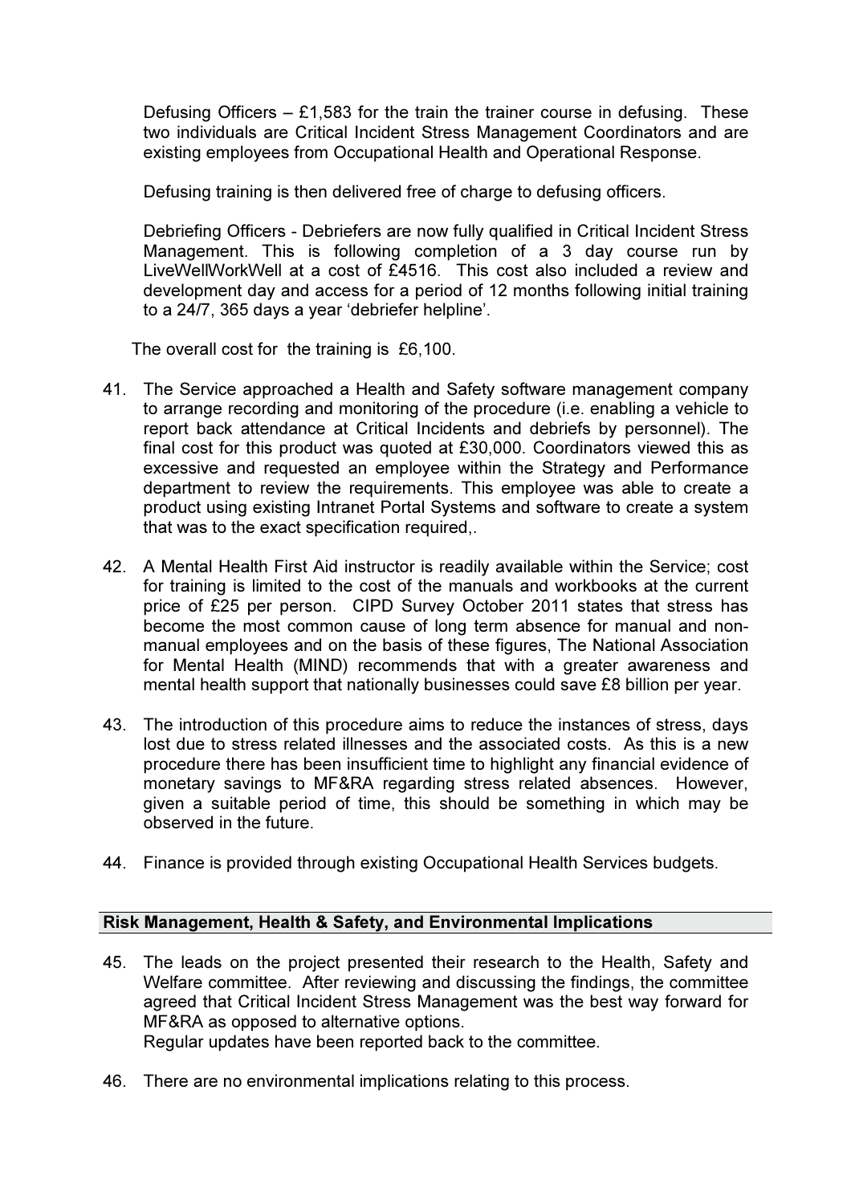Defusing Officers – £1,583 for the train the trainer course in defusing. These two individuals are Critical Incident Stress Management Coordinators and are existing employees from Occupational Health and Operational Response.

Defusing training is then delivered free of charge to defusing officers.

Debriefing Officers - Debriefers are now fully qualified in Critical Incident Stress Management. This is following completion of a 3 day course run by LiveWellWorkWell at a cost of £4516. This cost also included a review and development day and access for a period of 12 months following initial training to a 24/7, 365 days a year 'debriefer helpline'.

The overall cost for the training is £6,100.

41. The Service approached a Health and Safety software management company to arrange recording and monitoring of the procedure (i.e. enabling a vehicle to report back attendance at Critical Incidents and debriefs by personnel). The final cost for this product was quoted at £30,000. Coordinators viewed this as excessive and requested an employee within the Strategy and Performance department to review the requirements. This employee was able to create a product using existing Intranet Portal Systems and software to create a system that was to the exact specification required,.

42. A Mental Health First Aid instructor is readily available within the Service; cost for training is limited to the cost of the manuals and workbooks at the current price of £25 per person. CIPD Survey October 2011 states that stress has become the most common cause of long term absence for manual and non-manual employees and on the basis of these figures, The National Association for Mental Health (MIND) recommends that with a greater awareness and mental health support that nationally businesses could save £8 billion per year.

43. The introduction of this procedure aims to reduce the instances of stress, days lost due to stress related illnesses and the associated costs. As this is a new procedure there has been insufficient time to highlight any financial evidence of monetary savings to MF&RA regarding stress related absences. However, given a suitable period of time, this should be something in which may be observed in the future.

44. Finance is provided through existing Occupational Health Services budgets.

## Risk Management, Health & Safety, and Environmental Implications

45. The leads on the project presented their research to the Health, Safety and Welfare committee. After reviewing and discussing the findings, the committee agreed that Critical Incident Stress Management was the best way forward for MF&RA as opposed to alternative options.
    Regular updates have been reported back to the committee.

46. There are no environmental implications relating to this process.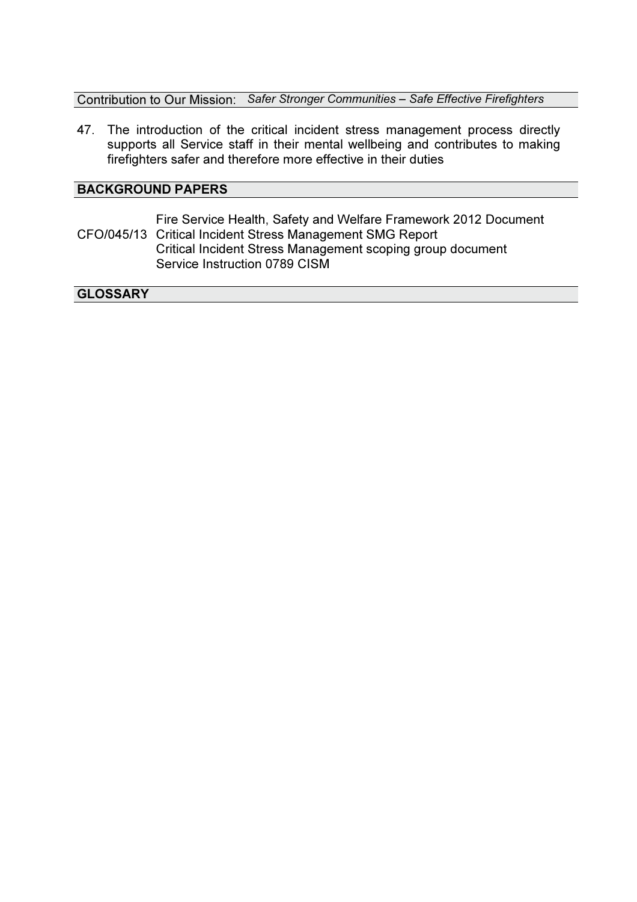Contribution to Our Mission: *Safer Stronger Communities – Safe Effective Firefighters*

47. The introduction of the critical incident stress management process directly supports all Service staff in their mental wellbeing and contributes to making firefighters safer and therefore more effective in their duties

## BACKGROUND PAPERS

| | |
|---|---|
| | Fire Service Health, Safety and Welfare Framework 2012 Document |
| CFO/045/13 | Critical Incident Stress Management SMG Report |
| | Critical Incident Stress Management scoping group document |
| | Service Instruction 0789 CISM |

## GLOSSARY